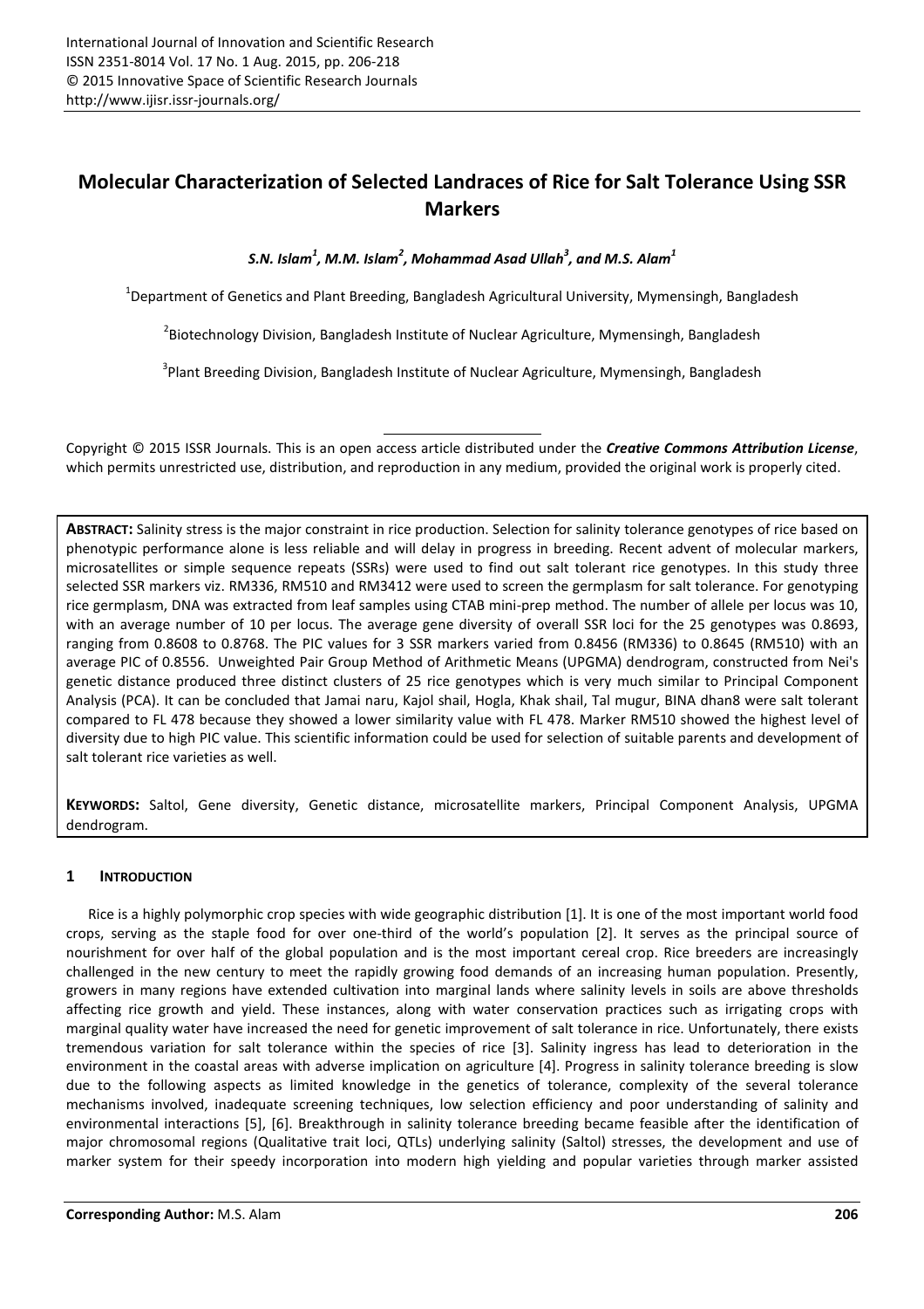# Molecular Characterization of Selected Landraces of Rice for Salt Tolerance Using SSR Markers

***S.N. Islam[1], M.M. Islam[2], Mohammad Asad Ullah[3], and M.S. Alam[1]***

[1]Department of Genetics and Plant Breeding, Bangladesh Agricultural University, Mymensingh, Bangladesh

[2]Biotechnology Division, Bangladesh Institute of Nuclear Agriculture, Mymensingh, Bangladesh

[3]Plant Breeding Division, Bangladesh Institute of Nuclear Agriculture, Mymensingh, Bangladesh

Copyright © 2015 ISSR Journals. This is an open access article distributed under the ***Creative Commons Attribution License***, which permits unrestricted use, distribution, and reproduction in any medium, provided the original work is properly cited.

**ABSTRACT:** Salinity stress is the major constraint in rice production. Selection for salinity tolerance genotypes of rice based on phenotypic performance alone is less reliable and will delay in progress in breeding. Recent advent of molecular markers, microsatellites or simple sequence repeats (SSRs) were used to find out salt tolerant rice genotypes. In this study three selected SSR markers viz. RM336, RM510 and RM3412 were used to screen the germplasm for salt tolerance. For genotyping rice germplasm, DNA was extracted from leaf samples using CTAB mini-prep method. The number of allele per locus was 10, with an average number of 10 per locus. The average gene diversity of overall SSR loci for the 25 genotypes was 0.8693, ranging from 0.8608 to 0.8768. The PIC values for 3 SSR markers varied from 0.8456 (RM336) to 0.8645 (RM510) with an average PIC of 0.8556. Unweighted Pair Group Method of Arithmetic Means (UPGMA) dendrogram, constructed from Nei's genetic distance produced three distinct clusters of 25 rice genotypes which is very much similar to Principal Component Analysis (PCA). It can be concluded that Jamai naru, Kajol shail, Hogla, Khak shail, Tal mugur, BINA dhan8 were salt tolerant compared to FL 478 because they showed a lower similarity value with FL 478. Marker RM510 showed the highest level of diversity due to high PIC value. This scientific information could be used for selection of suitable parents and development of salt tolerant rice varieties as well.

**KEYWORDS:** Saltol, Gene diversity, Genetic distance, microsatellite markers, Principal Component Analysis, UPGMA dendrogram.

## 1 INTRODUCTION

Rice is a highly polymorphic crop species with wide geographic distribution [1]. It is one of the most important world food crops, serving as the staple food for over one-third of the world's population [2]. It serves as the principal source of nourishment for over half of the global population and is the most important cereal crop. Rice breeders are increasingly challenged in the new century to meet the rapidly growing food demands of an increasing human population. Presently, growers in many regions have extended cultivation into marginal lands where salinity levels in soils are above thresholds affecting rice growth and yield. These instances, along with water conservation practices such as irrigating crops with marginal quality water have increased the need for genetic improvement of salt tolerance in rice. Unfortunately, there exists tremendous variation for salt tolerance within the species of rice [3]. Salinity ingress has lead to deterioration in the environment in the coastal areas with adverse implication on agriculture [4]. Progress in salinity tolerance breeding is slow due to the following aspects as limited knowledge in the genetics of tolerance, complexity of the several tolerance mechanisms involved, inadequate screening techniques, low selection efficiency and poor understanding of salinity and environmental interactions [5], [6]. Breakthrough in salinity tolerance breeding became feasible after the identification of major chromosomal regions (Qualitative trait loci, QTLs) underlying salinity (Saltol) stresses, the development and use of marker system for their speedy incorporation into modern high yielding and popular varieties through marker assisted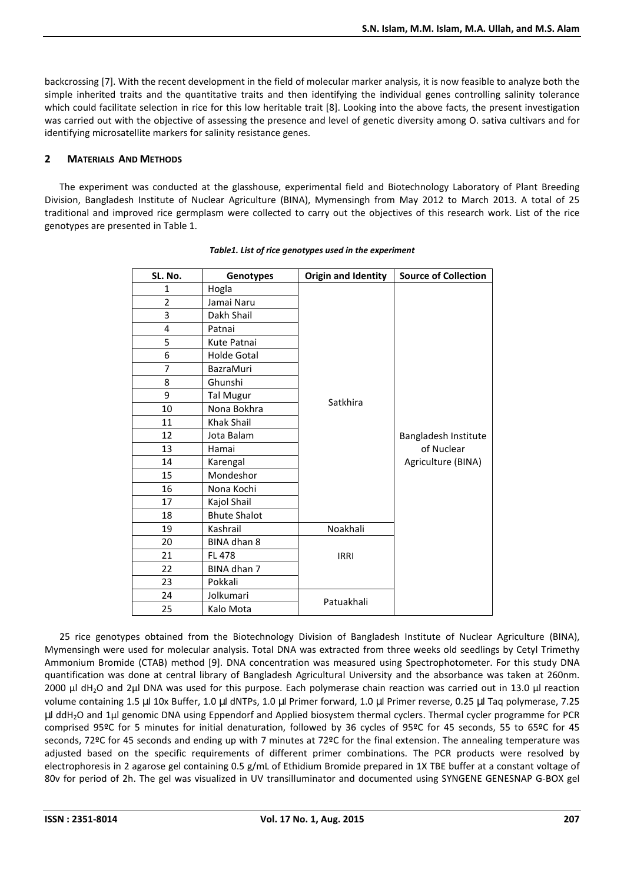backcrossing [7]. With the recent development in the field of molecular marker analysis, it is now feasible to analyze both the simple inherited traits and the quantitative traits and then identifying the individual genes controlling salinity tolerance which could facilitate selection in rice for this low heritable trait [8]. Looking into the above facts, the present investigation was carried out with the objective of assessing the presence and level of genetic diversity among O. sativa cultivars and for identifying microsatellite markers for salinity resistance genes.

## 2 MATERIALS AND METHODS

The experiment was conducted at the glasshouse, experimental field and Biotechnology Laboratory of Plant Breeding Division, Bangladesh Institute of Nuclear Agriculture (BINA), Mymensingh from May 2012 to March 2013. A total of 25 traditional and improved rice germplasm were collected to carry out the objectives of this research work. List of the rice genotypes are presented in Table 1.

*Table1. List of rice genotypes used in the experiment*

| SL. No. | Genotypes | Origin and Identity | Source of Collection |
|---|---|---|---|
| 1 | Hogla | Satkhira | Bangladesh Institute of Nuclear Agriculture (BINA) |
| 2 | Jamai Naru | | |
| 3 | Dakh Shail | | |
| 4 | Patnai | | |
| 5 | Kute Patnai | | |
| 6 | Holde Gotal | | |
| 7 | BazraMuri | | |
| 8 | Ghunshi | | |
| 9 | Tal Mugur | | |
| 10 | Nona Bokhra | | |
| 11 | Khak Shail | | |
| 12 | Jota Balam | | |
| 13 | Hamai | | |
| 14 | Karengal | | |
| 15 | Mondeshor | | |
| 16 | Nona Kochi | | |
| 17 | Kajol Shail | | |
| 18 | Bhute Shalot | | |
| 19 | Kashrail | Noakhali | |
| 20 | BINA dhan 8 | IRRI | |
| 21 | FL 478 | | |
| 22 | BINA dhan 7 | | |
| 23 | Pokkali | | |
| 24 | Jolkumari | Patuakhali | |
| 25 | Kalo Mota | | |

25 rice genotypes obtained from the Biotechnology Division of Bangladesh Institute of Nuclear Agriculture (BINA), Mymensingh were used for molecular analysis. Total DNA was extracted from three weeks old seedlings by Cetyl Trimethy Ammonium Bromide (CTAB) method [9]. DNA concentration was measured using Spectrophotometer. For this study DNA quantification was done at central library of Bangladesh Agricultural University and the absorbance was taken at 260nm. 2000 µl $dH_2O$ and 2µl DNA was used for this purpose. Each polymerase chain reaction was carried out in 13.0 µl reaction volume containing 1.5 µl 10x Buffer, 1.0 µl dNTPs, 1.0 µl Primer forward, 1.0 µl Primer reverse, 0.25 µl Taq polymerase, 7.25 µl $ddH_2O$ and 1µl genomic DNA using Eppendorf and Applied biosystem thermal cyclers. Thermal cycler programme for PCR comprised 95ºC for 5 minutes for initial denaturation, followed by 36 cycles of 95ºC for 45 seconds, 55 to 65ºC for 45 seconds, 72ºC for 45 seconds and ending up with 7 minutes at 72ºC for the final extension. The annealing temperature was adjusted based on the specific requirements of different primer combinations. The PCR products were resolved by electrophoresis in 2 agarose gel containing 0.5 g/mL of Ethidium Bromide prepared in 1X TBE buffer at a constant voltage of 80v for period of 2h. The gel was visualized in UV transilluminator and documented using SYNGENE GENESNAP G-BOX gel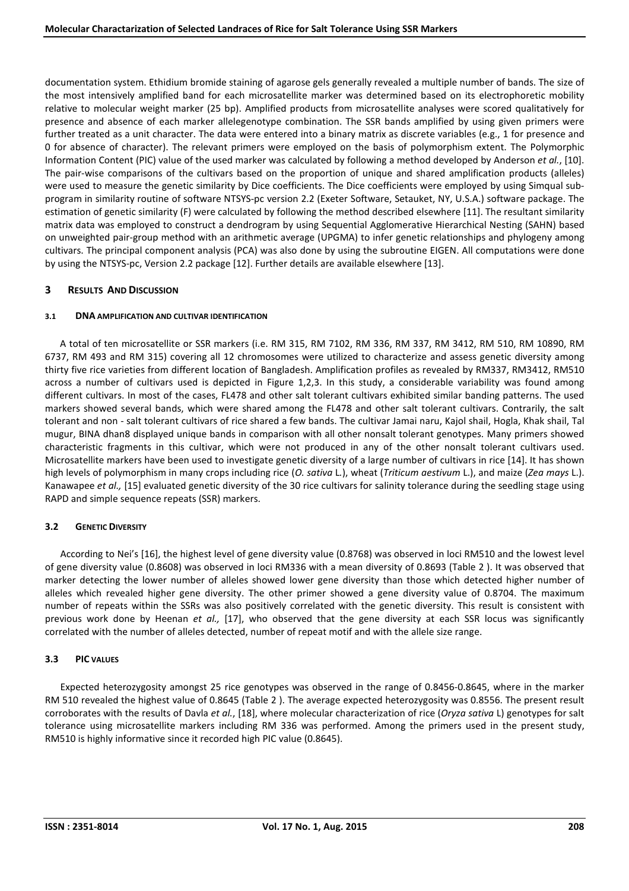documentation system. Ethidium bromide staining of agarose gels generally revealed a multiple number of bands. The size of the most intensively amplified band for each microsatellite marker was determined based on its electrophoretic mobility relative to molecular weight marker (25 bp). Amplified products from microsatellite analyses were scored qualitatively for presence and absence of each marker allelegenotype combination. The SSR bands amplified by using given primers were further treated as a unit character. The data were entered into a binary matrix as discrete variables (e.g., 1 for presence and 0 for absence of character). The relevant primers were employed on the basis of polymorphism extent. The Polymorphic Information Content (PIC) value of the used marker was calculated by following a method developed by Anderson *et al.*, [10]. The pair-wise comparisons of the cultivars based on the proportion of unique and shared amplification products (alleles) were used to measure the genetic similarity by Dice coefficients. The Dice coefficients were employed by using Simqual sub-program in similarity routine of software NTSYS-pc version 2.2 (Exeter Software, Setauket, NY, U.S.A.) software package. The estimation of genetic similarity (F) were calculated by following the method described elsewhere [11]. The resultant similarity matrix data was employed to construct a dendrogram by using Sequential Agglomerative Hierarchical Nesting (SAHN) based on unweighted pair-group method with an arithmetic average (UPGMA) to infer genetic relationships and phylogeny among cultivars. The principal component analysis (PCA) was also done by using the subroutine EIGEN. All computations were done by using the NTSYS-pc, Version 2.2 package [12]. Further details are available elsewhere [13].

## 3 Results And Discussion

### 3.1 DNA amplification and cultivar identification

A total of ten microsatellite or SSR markers (i.e. RM 315, RM 7102, RM 336, RM 337, RM 3412, RM 510, RM 10890, RM 6737, RM 493 and RM 315) covering all 12 chromosomes were utilized to characterize and assess genetic diversity among thirty five rice varieties from different location of Bangladesh. Amplification profiles as revealed by RM337, RM3412, RM510 across a number of cultivars used is depicted in Figure 1,2,3. In this study, a considerable variability was found among different cultivars. In most of the cases, FL478 and other salt tolerant cultivars exhibited similar banding patterns. The used markers showed several bands, which were shared among the FL478 and other salt tolerant cultivars. Contrarily, the salt tolerant and non - salt tolerant cultivars of rice shared a few bands. The cultivar Jamai naru, Kajol shail, Hogla, Khak shail, Tal mugur, BINA dhan8 displayed unique bands in comparison with all other nonsalt tolerant genotypes. Many primers showed characteristic fragments in this cultivar, which were not produced in any of the other nonsalt tolerant cultivars used. Microsatellite markers have been used to investigate genetic diversity of a large number of cultivars in rice [14]. It has shown high levels of polymorphism in many crops including rice (*O. sativa* L.), wheat (*Triticum aestivum* L.), and maize (*Zea mays* L.). Kanawapee *et al.,* [15] evaluated genetic diversity of the 30 rice cultivars for salinity tolerance during the seedling stage using RAPD and simple sequence repeats (SSR) markers.

### 3.2 Genetic Diversity

According to Nei's [16], the highest level of gene diversity value (0.8768) was observed in loci RM510 and the lowest level of gene diversity value (0.8608) was observed in loci RM336 with a mean diversity of 0.8693 (Table 2 ). It was observed that marker detecting the lower number of alleles showed lower gene diversity than those which detected higher number of alleles which revealed higher gene diversity. The other primer showed a gene diversity value of 0.8704. The maximum number of repeats within the SSRs was also positively correlated with the genetic diversity. This result is consistent with previous work done by Heenan *et al.,* [17], who observed that the gene diversity at each SSR locus was significantly correlated with the number of alleles detected, number of repeat motif and with the allele size range.

### 3.3 PIC values

Expected heterozygosity amongst 25 rice genotypes was observed in the range of 0.8456-0.8645, where in the marker RM 510 revealed the highest value of 0.8645 (Table 2 ). The average expected heterozygosity was 0.8556. The present result corroborates with the results of Davla *et al.*, [18], where molecular characterization of rice (*Oryza sativa* L) genotypes for salt tolerance using microsatellite markers including RM 336 was performed. Among the primers used in the present study, RM510 is highly informative since it recorded high PIC value (0.8645).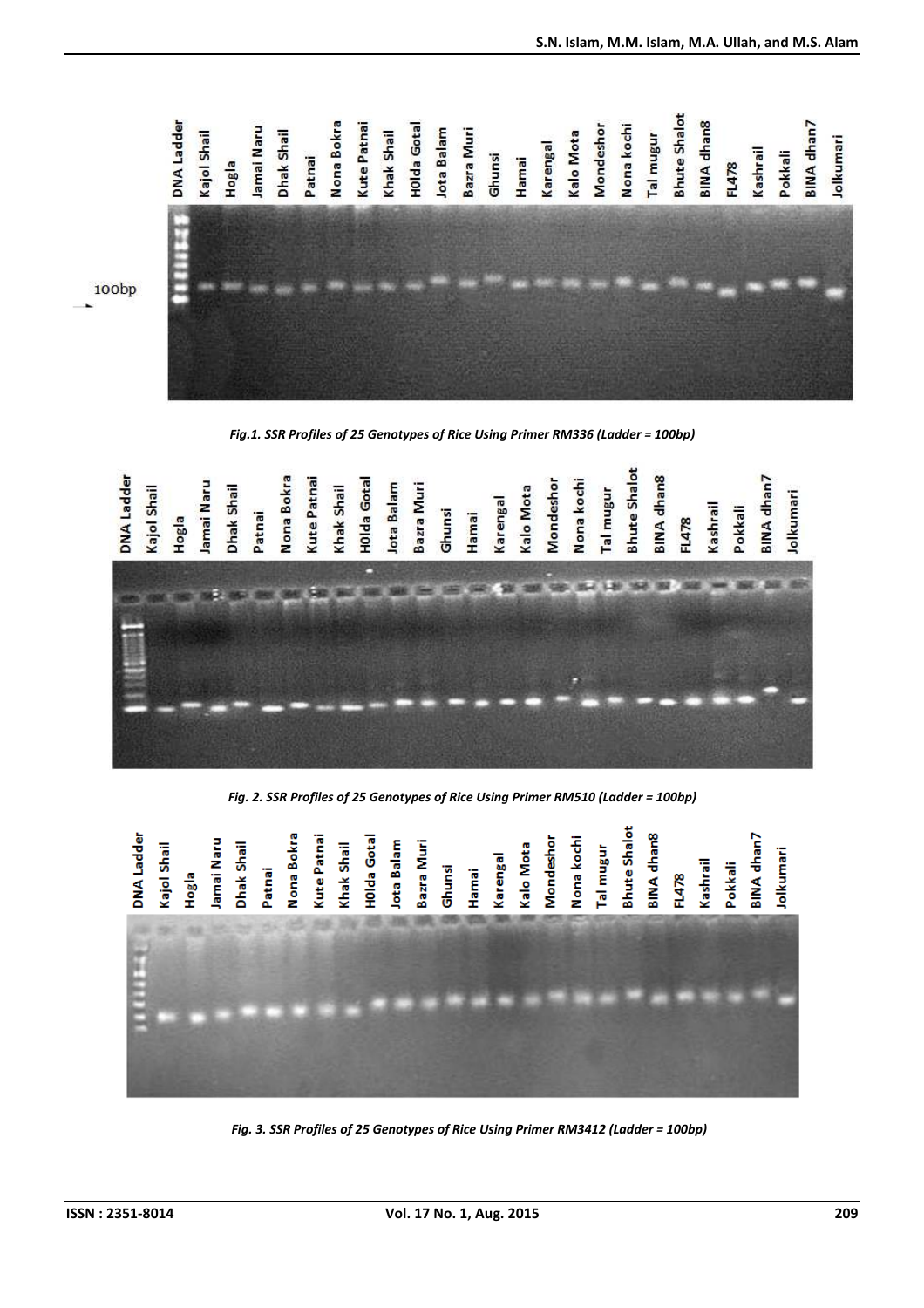*Fig.1. SSR Profiles of 25 Genotypes of Rice Using Primer RM336 (Ladder = 100bp)*

*Fig. 2. SSR Profiles of 25 Genotypes of Rice Using Primer RM510 (Ladder = 100bp)*

*Fig. 3. SSR Profiles of 25 Genotypes of Rice Using Primer RM3412 (Ladder = 100bp)*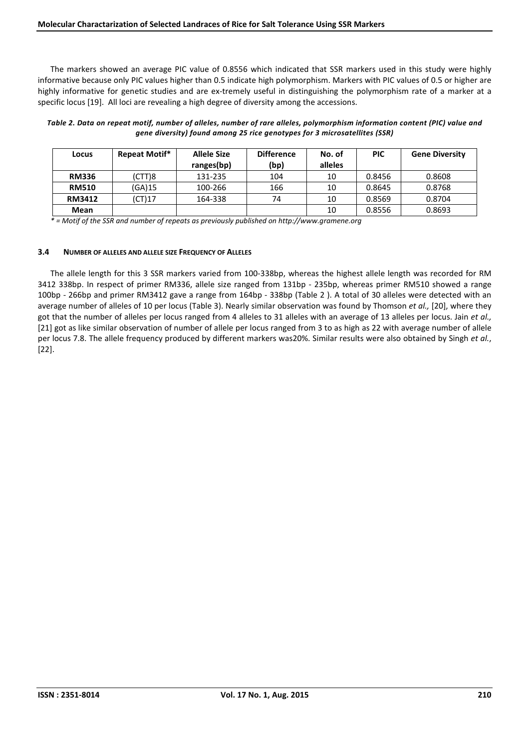The markers showed an average PIC value of 0.8556 which indicated that SSR markers used in this study were highly informative because only PIC values higher than 0.5 indicate high polymorphism. Markers with PIC values of 0.5 or higher are highly informative for genetic studies and are ex-tremely useful in distinguishing the polymorphism rate of a marker at a specific locus [19]. All loci are revealing a high degree of diversity among the accessions.

***Table 2. Data on repeat motif, number of alleles, number of rare alleles, polymorphism information content (PIC) value and gene diversity) found among 25 rice genotypes for 3 microsatellites (SSR)***

| Locus | Repeat Motif* | Allele Size ranges(bp) | Difference (bp) | No. of alleles | PIC | Gene Diversity |
|---|---|---|---|---|---|---|
| **RM336** | (CTT)8 | 131-235 | 104 | 10 | 0.8456 | 0.8608 |
| **RM510** | (GA)15 | 100-266 | 166 | 10 | 0.8645 | 0.8768 |
| **RM3412** | (CT)17 | 164-338 | 74 | 10 | 0.8569 | 0.8704 |
| **Mean** | | | | 10 | 0.8556 | 0.8693 |

*\* = Motif of the SSR and number of repeats as previously published on http://www.gramene.org*

### 3.4 NUMBER OF ALLELES AND ALLELE SIZE FREQUENCY OF ALLELES

The allele length for this 3 SSR markers varied from 100-338bp, whereas the highest allele length was recorded for RM 3412 338bp. In respect of primer RM336, allele size ranged from 131bp - 235bp, whereas primer RM510 showed a range 100bp - 266bp and primer RM3412 gave a range from 164bp - 338bp (Table 2 ). A total of 30 alleles were detected with an average number of alleles of 10 per locus (Table 3). Nearly similar observation was found by Thomson *et al.,* [20], where they got that the number of alleles per locus ranged from 4 alleles to 31 alleles with an average of 13 alleles per locus. Jain *et al.,* [21] got as like similar observation of number of allele per locus ranged from 3 to as high as 22 with average number of allele per locus 7.8. The allele frequency produced by different markers was20%. Similar results were also obtained by Singh *et al.*, [22].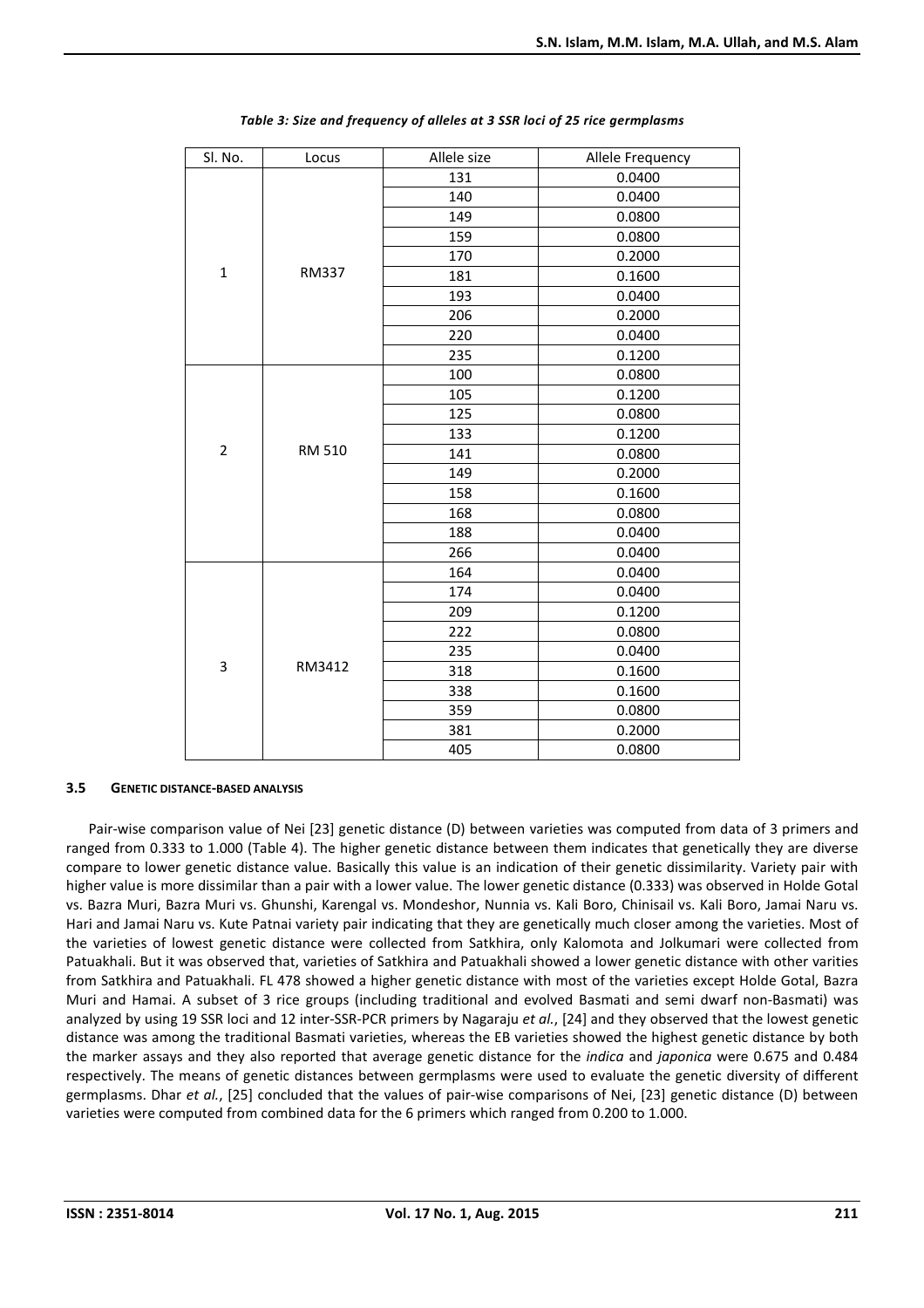*Table 3: Size and frequency of alleles at 3 SSR loci of 25 rice germplasms*

| Sl. No. | Locus | Allele size | Allele Frequency |
|---|---|---|---|
| 1 | RM337 | 131 | 0.0400 |
| | | 140 | 0.0400 |
| | | 149 | 0.0800 |
| | | 159 | 0.0800 |
| | | 170 | 0.2000 |
| | | 181 | 0.1600 |
| | | 193 | 0.0400 |
| | | 206 | 0.2000 |
| | | 220 | 0.0400 |
| | | 235 | 0.1200 |
| 2 | RM 510 | 100 | 0.0800 |
| | | 105 | 0.1200 |
| | | 125 | 0.0800 |
| | | 133 | 0.1200 |
| | | 141 | 0.0800 |
| | | 149 | 0.2000 |
| | | 158 | 0.1600 |
| | | 168 | 0.0800 |
| | | 188 | 0.0400 |
| | | 266 | 0.0400 |
| 3 | RM3412 | 164 | 0.0400 |
| | | 174 | 0.0400 |
| | | 209 | 0.1200 |
| | | 222 | 0.0800 |
| | | 235 | 0.0400 |
| | | 318 | 0.1600 |
| | | 338 | 0.1600 |
| | | 359 | 0.0800 |
| | | 381 | 0.2000 |
| | | 405 | 0.0800 |

### 3.5 GENETIC DISTANCE-BASED ANALYSIS

Pair-wise comparison value of Nei [23] genetic distance (D) between varieties was computed from data of 3 primers and ranged from 0.333 to 1.000 (Table 4). The higher genetic distance between them indicates that genetically they are diverse compare to lower genetic distance value. Basically this value is an indication of their genetic dissimilarity. Variety pair with higher value is more dissimilar than a pair with a lower value. The lower genetic distance (0.333) was observed in Holde Gotal vs. Bazra Muri, Bazra Muri vs. Ghunshi, Karengal vs. Mondeshor, Nunnia vs. Kali Boro, Chinisail vs. Kali Boro, Jamai Naru vs. Hari and Jamai Naru vs. Kute Patnai variety pair indicating that they are genetically much closer among the varieties. Most of the varieties of lowest genetic distance were collected from Satkhira, only Kalomota and Jolkumari were collected from Patuakhali. But it was observed that, varieties of Satkhira and Patuakhali showed a lower genetic distance with other varities from Satkhira and Patuakhali. FL 478 showed a higher genetic distance with most of the varieties except Holde Gotal, Bazra Muri and Hamai. A subset of 3 rice groups (including traditional and evolved Basmati and semi dwarf non-Basmati) was analyzed by using 19 SSR loci and 12 inter-SSR-PCR primers by Nagaraju *et al.*, [24] and they observed that the lowest genetic distance was among the traditional Basmati varieties, whereas the EB varieties showed the highest genetic distance by both the marker assays and they also reported that average genetic distance for the *indica* and *japonica* were 0.675 and 0.484 respectively. The means of genetic distances between germplasms were used to evaluate the genetic diversity of different germplasms. Dhar *et al.*, [25] concluded that the values of pair-wise comparisons of Nei, [23] genetic distance (D) between varieties were computed from combined data for the 6 primers which ranged from 0.200 to 1.000.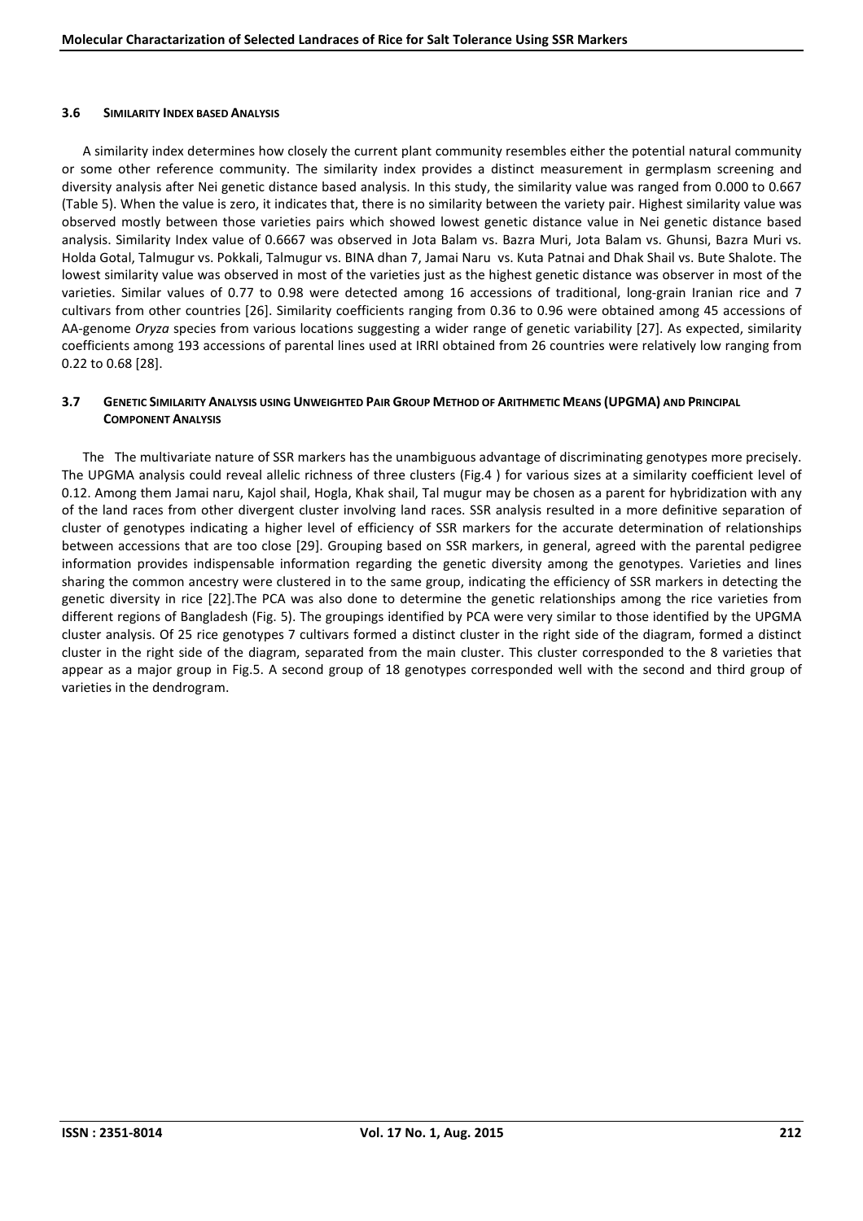### 3.6 Similarity Index based Analysis

A similarity index determines how closely the current plant community resembles either the potential natural community or some other reference community. The similarity index provides a distinct measurement in germplasm screening and diversity analysis after Nei genetic distance based analysis. In this study, the similarity value was ranged from 0.000 to 0.667 (Table 5). When the value is zero, it indicates that, there is no similarity between the variety pair. Highest similarity value was observed mostly between those varieties pairs which showed lowest genetic distance value in Nei genetic distance based analysis. Similarity Index value of 0.6667 was observed in Jota Balam vs. Bazra Muri, Jota Balam vs. Ghunsi, Bazra Muri vs. Holda Gotal, Talmugur vs. Pokkali, Talmugur vs. BINA dhan 7, Jamai Naru vs. Kuta Patnai and Dhak Shail vs. Bute Shalote. The lowest similarity value was observed in most of the varieties just as the highest genetic distance was observer in most of the varieties. Similar values of 0.77 to 0.98 were detected among 16 accessions of traditional, long-grain Iranian rice and 7 cultivars from other countries [26]. Similarity coefficients ranging from 0.36 to 0.96 were obtained among 45 accessions of AA-genome *Oryza* species from various locations suggesting a wider range of genetic variability [27]. As expected, similarity coefficients among 193 accessions of parental lines used at IRRI obtained from 26 countries were relatively low ranging from 0.22 to 0.68 [28].

### 3.7 Genetic Similarity Analysis using Unweighted Pair Group Method of Arithmetic Means (UPGMA) and Principal Component Analysis

The The multivariate nature of SSR markers has the unambiguous advantage of discriminating genotypes more precisely. The UPGMA analysis could reveal allelic richness of three clusters (Fig.4 ) for various sizes at a similarity coefficient level of 0.12. Among them Jamai naru, Kajol shail, Hogla, Khak shail, Tal mugur may be chosen as a parent for hybridization with any of the land races from other divergent cluster involving land races. SSR analysis resulted in a more definitive separation of cluster of genotypes indicating a higher level of efficiency of SSR markers for the accurate determination of relationships between accessions that are too close [29]. Grouping based on SSR markers, in general, agreed with the parental pedigree information provides indispensable information regarding the genetic diversity among the genotypes. Varieties and lines sharing the common ancestry were clustered in to the same group, indicating the efficiency of SSR markers in detecting the genetic diversity in rice [22].The PCA was also done to determine the genetic relationships among the rice varieties from different regions of Bangladesh (Fig. 5). The groupings identified by PCA were very similar to those identified by the UPGMA cluster analysis. Of 25 rice genotypes 7 cultivars formed a distinct cluster in the right side of the diagram, formed a distinct cluster in the right side of the diagram, separated from the main cluster. This cluster corresponded to the 8 varieties that appear as a major group in Fig.5. A second group of 18 genotypes corresponded well with the second and third group of varieties in the dendrogram.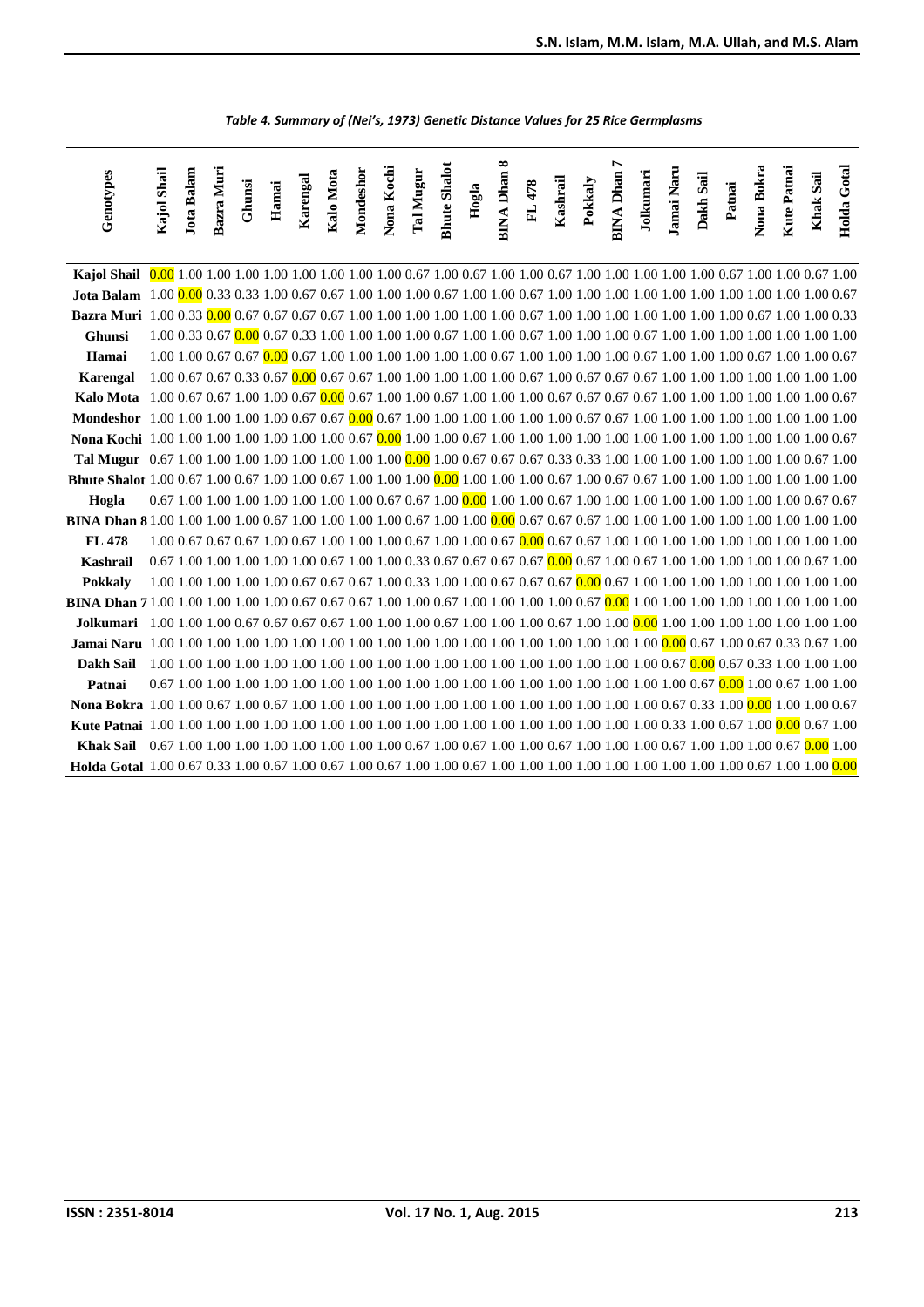*Table 4. Summary of (Nei's, 1973) Genetic Distance Values for 25 Rice Germplasms*

| Genotypes | Kajol Shail | Jota Balam | Bazra Muri | Ghunsi | Hamai | Karengal | Kalo Mota | Mondeshor | Nona Kochi | Tal Mugur | Bhute Shalot | Hogla | BINA Dhan 8 | FL 478 | Kashrail | Pokkaly | BINA Dhan 7 | Jolkumari | Jamai Naru | Dakh Sail | Patnai | Nona Bokra | Kute Patnai | Khak Sail | Holda Gotal |
|---|---|---|---|---|---|---|---|---|---|---|---|---|---|---|---|---|---|---|---|---|---|---|---|---|---|
| **Kajol Shail** | 0.00 | 1.00 | 1.00 | 1.00 | 1.00 | 1.00 | 1.00 | 1.00 | 1.00 | 0.67 | 1.00 | 0.67 | 1.00 | 1.00 | 0.67 | 1.00 | 1.00 | 1.00 | 1.00 | 1.00 | 0.67 | 1.00 | 1.00 | 0.67 | 1.00 |
| **Jota Balam** | 1.00 | 0.00 | 0.33 | 0.33 | 1.00 | 0.67 | 0.67 | 1.00 | 1.00 | 1.00 | 0.67 | 1.00 | 1.00 | 0.67 | 1.00 | 1.00 | 1.00 | 1.00 | 1.00 | 1.00 | 1.00 | 1.00 | 1.00 | 1.00 | 0.67 |
| **Bazra Muri** | 1.00 | 0.33 | 0.00 | 0.67 | 0.67 | 0.67 | 0.67 | 1.00 | 1.00 | 1.00 | 1.00 | 1.00 | 1.00 | 0.67 | 1.00 | 1.00 | 1.00 | 1.00 | 1.00 | 1.00 | 1.00 | 0.67 | 1.00 | 1.00 | 0.33 |
| **Ghunsi** | 1.00 | 0.33 | 0.67 | 0.00 | 0.67 | 0.33 | 1.00 | 1.00 | 1.00 | 1.00 | 0.67 | 1.00 | 1.00 | 0.67 | 1.00 | 1.00 | 1.00 | 0.67 | 1.00 | 1.00 | 1.00 | 1.00 | 1.00 | 1.00 | 1.00 |
| **Hamai** | 1.00 | 1.00 | 0.67 | 0.67 | 0.00 | 0.67 | 1.00 | 1.00 | 1.00 | 1.00 | 1.00 | 1.00 | 1.00 | 0.67 | 1.00 | 1.00 | 1.00 | 0.67 | 1.00 | 1.00 | 1.00 | 0.67 | 1.00 | 1.00 | 0.67 |
| **Karengal** | 1.00 | 0.67 | 0.67 | 0.33 | 0.67 | 0.00 | 0.67 | 0.67 | 1.00 | 1.00 | 1.00 | 1.00 | 1.00 | 0.67 | 1.00 | 0.67 | 0.67 | 0.67 | 1.00 | 1.00 | 1.00 | 1.00 | 1.00 | 1.00 | 1.00 |
| **Kalo Mota** | 1.00 | 0.67 | 0.67 | 1.00 | 1.00 | 0.67 | 0.00 | 0.67 | 1.00 | 1.00 | 0.67 | 1.00 | 1.00 | 1.00 | 0.67 | 0.67 | 0.67 | 0.67 | 1.00 | 1.00 | 1.00 | 1.00 | 1.00 | 1.00 | 0.67 |
| **Mondeshor** | 1.00 | 1.00 | 1.00 | 1.00 | 1.00 | 0.67 | 0.67 | 0.00 | 0.67 | 1.00 | 1.00 | 1.00 | 1.00 | 1.00 | 1.00 | 0.67 | 0.67 | 1.00 | 1.00 | 1.00 | 1.00 | 1.00 | 1.00 | 1.00 | 1.00 |
| **Nona Kochi** | 1.00 | 1.00 | 1.00 | 1.00 | 1.00 | 1.00 | 1.00 | 0.67 | 0.00 | 1.00 | 1.00 | 0.67 | 1.00 | 1.00 | 1.00 | 1.00 | 1.00 | 1.00 | 1.00 | 1.00 | 1.00 | 1.00 | 1.00 | 1.00 | 0.67 |
| **Tal Mugur** | 0.67 | 1.00 | 1.00 | 1.00 | 1.00 | 1.00 | 1.00 | 1.00 | 1.00 | 0.00 | 1.00 | 0.67 | 0.67 | 0.67 | 0.33 | 0.33 | 1.00 | 1.00 | 1.00 | 1.00 | 1.00 | 1.00 | 1.00 | 0.67 | 1.00 |
| **Bhute Shalot** | 1.00 | 0.67 | 1.00 | 0.67 | 1.00 | 1.00 | 0.67 | 1.00 | 1.00 | 1.00 | 0.00 | 1.00 | 1.00 | 1.00 | 0.67 | 1.00 | 0.67 | 0.67 | 1.00 | 1.00 | 1.00 | 1.00 | 1.00 | 1.00 | 1.00 |
| **Hogla** | 0.67 | 1.00 | 1.00 | 1.00 | 1.00 | 1.00 | 1.00 | 1.00 | 0.67 | 0.67 | 1.00 | 0.00 | 1.00 | 1.00 | 0.67 | 1.00 | 1.00 | 1.00 | 1.00 | 1.00 | 1.00 | 1.00 | 1.00 | 0.67 | 0.67 |
| **BINA Dhan 8** | 1.00 | 1.00 | 1.00 | 1.00 | 1.00 | 0.67 | 1.00 | 1.00 | 1.00 | 0.67 | 1.00 | 1.00 | 0.00 | 0.67 | 0.67 | 0.67 | 1.00 | 1.00 | 1.00 | 1.00 | 1.00 | 1.00 | 1.00 | 1.00 | 1.00 |
| **FL 478** | 1.00 | 0.67 | 0.67 | 0.67 | 1.00 | 0.67 | 1.00 | 1.00 | 1.00 | 0.67 | 1.00 | 1.00 | 0.67 | 0.00 | 0.67 | 0.67 | 1.00 | 1.00 | 1.00 | 1.00 | 1.00 | 1.00 | 1.00 | 1.00 | 1.00 |
| **Kashrail** | 0.67 | 1.00 | 1.00 | 1.00 | 1.00 | 1.00 | 0.67 | 1.00 | 1.00 | 0.33 | 0.67 | 0.67 | 0.67 | 0.67 | 0.00 | 0.67 | 1.00 | 0.67 | 1.00 | 1.00 | 1.00 | 1.00 | 1.00 | 0.67 | 1.00 |
| **Pokkaly** | 1.00 | 1.00 | 1.00 | 1.00 | 1.00 | 0.67 | 0.67 | 0.67 | 1.00 | 0.33 | 1.00 | 1.00 | 0.67 | 0.67 | 0.67 | 0.00 | 0.67 | 1.00 | 1.00 | 1.00 | 1.00 | 1.00 | 1.00 | 1.00 | 1.00 |
| **BINA Dhan 7** | 1.00 | 1.00 | 1.00 | 1.00 | 1.00 | 0.67 | 0.67 | 0.67 | 1.00 | 1.00 | 0.67 | 1.00 | 1.00 | 1.00 | 1.00 | 0.67 | 0.00 | 1.00 | 1.00 | 1.00 | 1.00 | 1.00 | 1.00 | 1.00 | 1.00 |
| **Jolkumari** | 1.00 | 1.00 | 1.00 | 0.67 | 0.67 | 0.67 | 0.67 | 1.00 | 1.00 | 1.00 | 0.67 | 1.00 | 1.00 | 1.00 | 0.67 | 1.00 | 1.00 | 0.00 | 1.00 | 1.00 | 1.00 | 1.00 | 1.00 | 1.00 | 1.00 |
| **Jamai Naru** | 1.00 | 1.00 | 1.00 | 1.00 | 1.00 | 1.00 | 1.00 | 1.00 | 1.00 | 1.00 | 1.00 | 1.00 | 1.00 | 1.00 | 1.00 | 1.00 | 1.00 | 1.00 | 0.00 | 0.67 | 1.00 | 0.67 | 0.33 | 0.67 | 1.00 |
| **Dakh Sail** | 1.00 | 1.00 | 1.00 | 1.00 | 1.00 | 1.00 | 1.00 | 1.00 | 1.00 | 1.00 | 1.00 | 1.00 | 1.00 | 1.00 | 1.00 | 1.00 | 1.00 | 1.00 | 0.67 | 0.00 | 0.67 | 0.33 | 1.00 | 1.00 | 1.00 |
| **Patnai** | 0.67 | 1.00 | 1.00 | 1.00 | 1.00 | 1.00 | 1.00 | 1.00 | 1.00 | 1.00 | 1.00 | 1.00 | 1.00 | 1.00 | 1.00 | 1.00 | 1.00 | 1.00 | 1.00 | 0.67 | 0.00 | 1.00 | 0.67 | 1.00 | 1.00 |
| **Nona Bokra** | 1.00 | 1.00 | 0.67 | 1.00 | 0.67 | 1.00 | 1.00 | 1.00 | 1.00 | 1.00 | 1.00 | 1.00 | 1.00 | 1.00 | 1.00 | 1.00 | 1.00 | 1.00 | 0.67 | 0.33 | 1.00 | 0.00 | 1.00 | 1.00 | 0.67 |
| **Kute Patnai** | 1.00 | 1.00 | 1.00 | 1.00 | 1.00 | 1.00 | 1.00 | 1.00 | 1.00 | 1.00 | 1.00 | 1.00 | 1.00 | 1.00 | 1.00 | 1.00 | 1.00 | 1.00 | 0.33 | 1.00 | 0.67 | 1.00 | 0.00 | 0.67 | 1.00 |
| **Khak Sail** | 0.67 | 1.00 | 1.00 | 1.00 | 1.00 | 1.00 | 1.00 | 1.00 | 1.00 | 0.67 | 1.00 | 0.67 | 1.00 | 1.00 | 0.67 | 1.00 | 1.00 | 1.00 | 0.67 | 1.00 | 1.00 | 1.00 | 0.67 | 0.00 | 1.00 |
| **Holda Gotal** | 1.00 | 0.67 | 0.33 | 1.00 | 0.67 | 1.00 | 0.67 | 1.00 | 0.67 | 1.00 | 1.00 | 0.67 | 1.00 | 1.00 | 1.00 | 1.00 | 1.00 | 1.00 | 1.00 | 1.00 | 1.00 | 0.67 | 1.00 | 1.00 | 0.00 |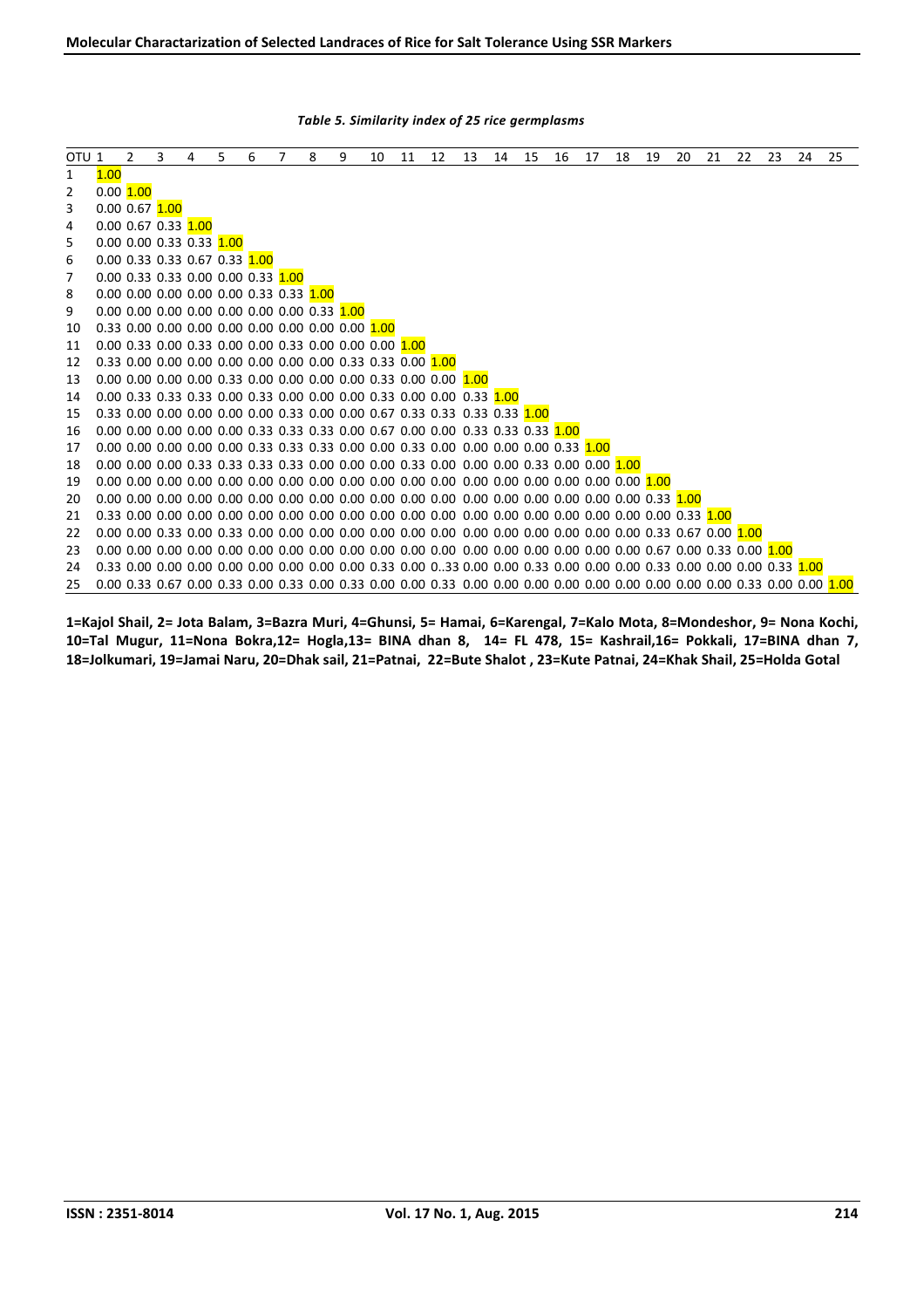*Table 5. Similarity index of 25 rice germplasms*

| OTU | 1 | 2 | 3 | 4 | 5 | 6 | 7 | 8 | 9 | 10 | 11 | 12 | 13 | 14 | 15 | 16 | 17 | 18 | 19 | 20 | 21 | 22 | 23 | 24 | 25 |
|---|---|---|---|---|---|---|---|---|---|---|---|---|---|---|---|---|---|---|---|---|---|---|---|---|---|
| 1 | 1.00 | | | | | | | | | | | | | | | | | | | | | | | | |
| 2 | 0.00 | 1.00 | | | | | | | | | | | | | | | | | | | | | | | |
| 3 | 0.00 | 0.67 | 1.00 | | | | | | | | | | | | | | | | | | | | | | |
| 4 | 0.00 | 0.67 | 0.33 | 1.00 | | | | | | | | | | | | | | | | | | | | | |
| 5 | 0.00 | 0.00 | 0.33 | 0.33 | 1.00 | | | | | | | | | | | | | | | | | | | | |
| 6 | 0.00 | 0.33 | 0.33 | 0.67 | 0.33 | 1.00 | | | | | | | | | | | | | | | | | | | |
| 7 | 0.00 | 0.33 | 0.33 | 0.00 | 0.00 | 0.33 | 1.00 | | | | | | | | | | | | | | | | | | |
| 8 | 0.00 | 0.00 | 0.00 | 0.00 | 0.00 | 0.33 | 0.33 | 1.00 | | | | | | | | | | | | | | | | | |
| 9 | 0.00 | 0.00 | 0.00 | 0.00 | 0.00 | 0.00 | 0.00 | 0.33 | 1.00 | | | | | | | | | | | | | | | | |
| 10 | 0.33 | 0.00 | 0.00 | 0.00 | 0.00 | 0.00 | 0.00 | 0.00 | 0.00 | 1.00 | | | | | | | | | | | | | | | |
| 11 | 0.00 | 0.33 | 0.00 | 0.33 | 0.00 | 0.00 | 0.33 | 0.00 | 0.00 | 0.00 | 1.00 | | | | | | | | | | | | | | |
| 12 | 0.33 | 0.00 | 0.00 | 0.00 | 0.00 | 0.00 | 0.00 | 0.00 | 0.33 | 0.33 | 0.00 | 1.00 | | | | | | | | | | | | | |
| 13 | 0.00 | 0.00 | 0.00 | 0.00 | 0.33 | 0.00 | 0.00 | 0.00 | 0.00 | 0.33 | 0.00 | 0.00 | 1.00 | | | | | | | | | | | | |
| 14 | 0.00 | 0.33 | 0.33 | 0.33 | 0.00 | 0.33 | 0.00 | 0.00 | 0.00 | 0.33 | 0.00 | 0.00 | 0.33 | 1.00 | | | | | | | | | | | |
| 15 | 0.33 | 0.00 | 0.00 | 0.00 | 0.00 | 0.00 | 0.33 | 0.00 | 0.00 | 0.67 | 0.33 | 0.33 | 0.33 | 0.33 | 1.00 | | | | | | | | | | |
| 16 | 0.00 | 0.00 | 0.00 | 0.00 | 0.00 | 0.33 | 0.33 | 0.33 | 0.00 | 0.67 | 0.00 | 0.00 | 0.33 | 0.33 | 0.33 | 1.00 | | | | | | | | | |
| 17 | 0.00 | 0.00 | 0.00 | 0.00 | 0.00 | 0.33 | 0.33 | 0.33 | 0.00 | 0.00 | 0.33 | 0.00 | 0.00 | 0.00 | 0.00 | 0.33 | 1.00 | | | | | | | | |
| 18 | 0.00 | 0.00 | 0.00 | 0.33 | 0.33 | 0.33 | 0.33 | 0.00 | 0.00 | 0.00 | 0.33 | 0.00 | 0.00 | 0.00 | 0.33 | 0.00 | 0.00 | 1.00 | | | | | | | |
| 19 | 0.00 | 0.00 | 0.00 | 0.00 | 0.00 | 0.00 | 0.00 | 0.00 | 0.00 | 0.00 | 0.00 | 0.00 | 0.00 | 0.00 | 0.00 | 0.00 | 0.00 | 0.00 | 1.00 | | | | | | |
| 20 | 0.00 | 0.00 | 0.00 | 0.00 | 0.00 | 0.00 | 0.00 | 0.00 | 0.00 | 0.00 | 0.00 | 0.00 | 0.00 | 0.00 | 0.00 | 0.00 | 0.00 | 0.00 | 0.33 | 1.00 | | | | | |
| 21 | 0.33 | 0.00 | 0.00 | 0.00 | 0.00 | 0.00 | 0.00 | 0.00 | 0.00 | 0.00 | 0.00 | 0.00 | 0.00 | 0.00 | 0.00 | 0.00 | 0.00 | 0.00 | 0.00 | 0.33 | 1.00 | | | | |
| 22 | 0.00 | 0.00 | 0.33 | 0.00 | 0.33 | 0.00 | 0.00 | 0.00 | 0.00 | 0.00 | 0.00 | 0.00 | 0.00 | 0.00 | 0.00 | 0.00 | 0.00 | 0.00 | 0.33 | 0.67 | 0.00 | 1.00 | | | |
| 23 | 0.00 | 0.00 | 0.00 | 0.00 | 0.00 | 0.00 | 0.00 | 0.00 | 0.00 | 0.00 | 0.00 | 0.00 | 0.00 | 0.00 | 0.00 | 0.00 | 0.00 | 0.00 | 0.67 | 0.00 | 0.33 | 0.00 | 1.00 | | |
| 24 | 0.33 | 0.00 | 0.00 | 0.00 | 0.00 | 0.00 | 0.00 | 0.00 | 0.00 | 0.33 | 0.00 | 0..33 | 0.00 | 0.00 | 0.33 | 0.00 | 0.00 | 0.00 | 0.33 | 0.00 | 0.00 | 0.00 | 0.33 | 1.00 | |
| 25 | 0.00 | 0.33 | 0.67 | 0.00 | 0.33 | 0.00 | 0.33 | 0.00 | 0.33 | 0.00 | 0.00 | 0.33 | 0.00 | 0.00 | 0.00 | 0.00 | 0.00 | 0.00 | 0.00 | 0.00 | 0.00 | 0.33 | 0.00 | 0.00 | 1.00 |

**1=Kajol Shail, 2= Jota Balam, 3=Bazra Muri, 4=Ghunsi, 5= Hamai, 6=Karengal, 7=Kalo Mota, 8=Mondeshor, 9= Nona Kochi, 10=Tal Mugur, 11=Nona Bokra,12= Hogla,13= BINA dhan 8, 14= FL 478, 15= Kashrail,16= Pokkali, 17=BINA dhan 7, 18=Jolkumari, 19=Jamai Naru, 20=Dhak sail, 21=Patnai, 22=Bute Shalot , 23=Kute Patnai, 24=Khak Shail, 25=Holda Gotal**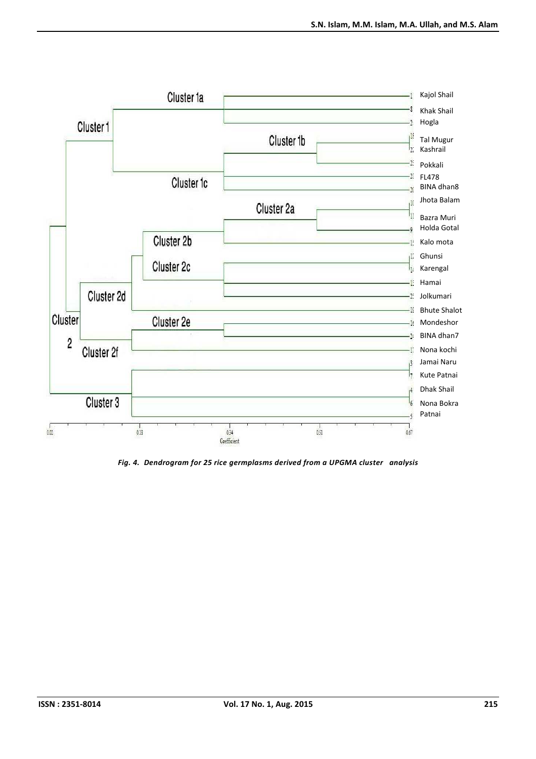*Fig. 4. Dendrogram for 25 rice germplasms derived from a UPGMA cluster analysis*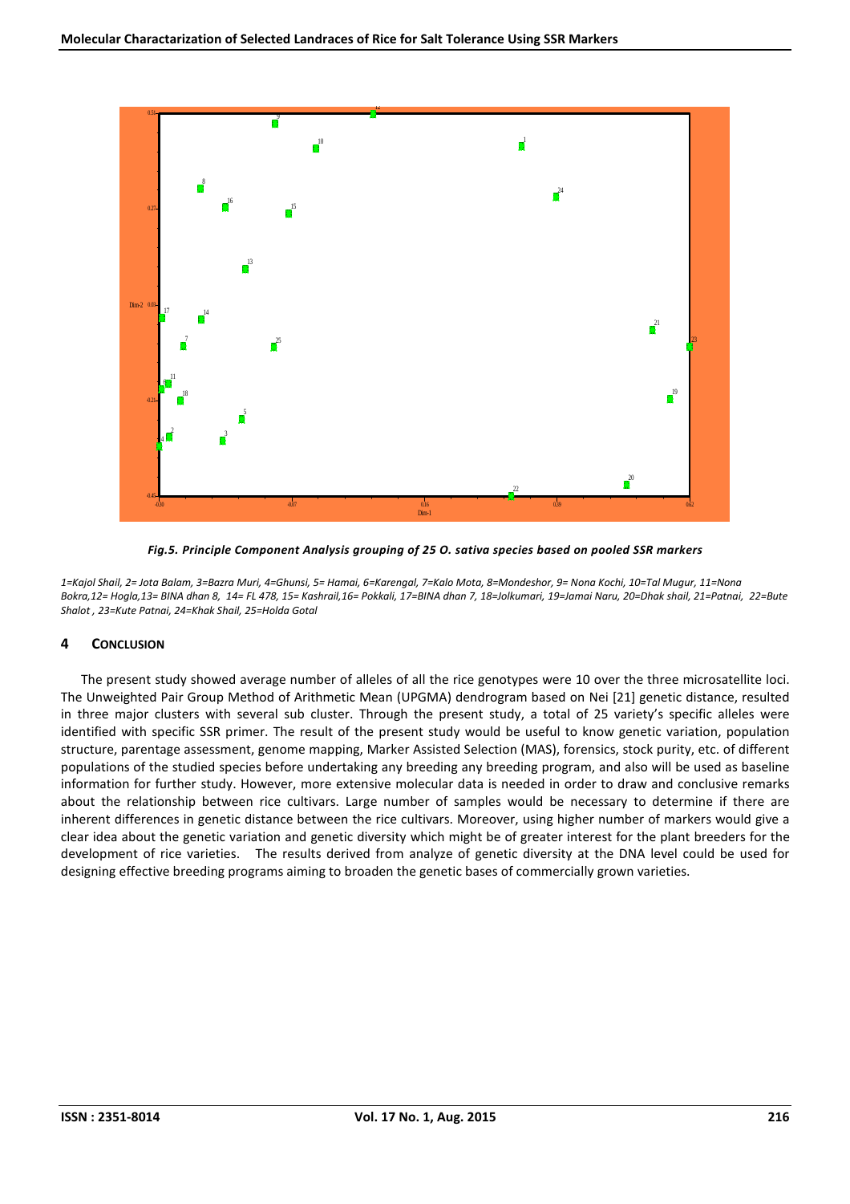*Fig.5. Principle Component Analysis grouping of 25 O. sativa species based on pooled SSR markers*

*1=Kajol Shail, 2= Jota Balam, 3=Bazra Muri, 4=Ghunsi, 5= Hamai, 6=Karengal, 7=Kalo Mota, 8=Mondeshor, 9= Nona Kochi, 10=Tal Mugur, 11=Nona Bokra,12= Hogla,13= BINA dhan 8, 14= FL 478, 15= Kashrail,16= Pokkali, 17=BINA dhan 7, 18=Jolkumari, 19=Jamai Naru, 20=Dhak shail, 21=Patnai, 22=Bute Shalot , 23=Kute Patnai, 24=Khak Shail, 25=Holda Gotal*

## 4 CONCLUSION

The present study showed average number of alleles of all the rice genotypes were 10 over the three microsatellite loci. The Unweighted Pair Group Method of Arithmetic Mean (UPGMA) dendrogram based on Nei [21] genetic distance, resulted in three major clusters with several sub cluster. Through the present study, a total of 25 variety's specific alleles were identified with specific SSR primer. The result of the present study would be useful to know genetic variation, population structure, parentage assessment, genome mapping, Marker Assisted Selection (MAS), forensics, stock purity, etc. of different populations of the studied species before undertaking any breeding any breeding program, and also will be used as baseline information for further study. However, more extensive molecular data is needed in order to draw and conclusive remarks about the relationship between rice cultivars. Large number of samples would be necessary to determine if there are inherent differences in genetic distance between the rice cultivars. Moreover, using higher number of markers would give a clear idea about the genetic variation and genetic diversity which might be of greater interest for the plant breeders for the development of rice varieties. The results derived from analyze of genetic diversity at the DNA level could be used for designing effective breeding programs aiming to broaden the genetic bases of commercially grown varieties.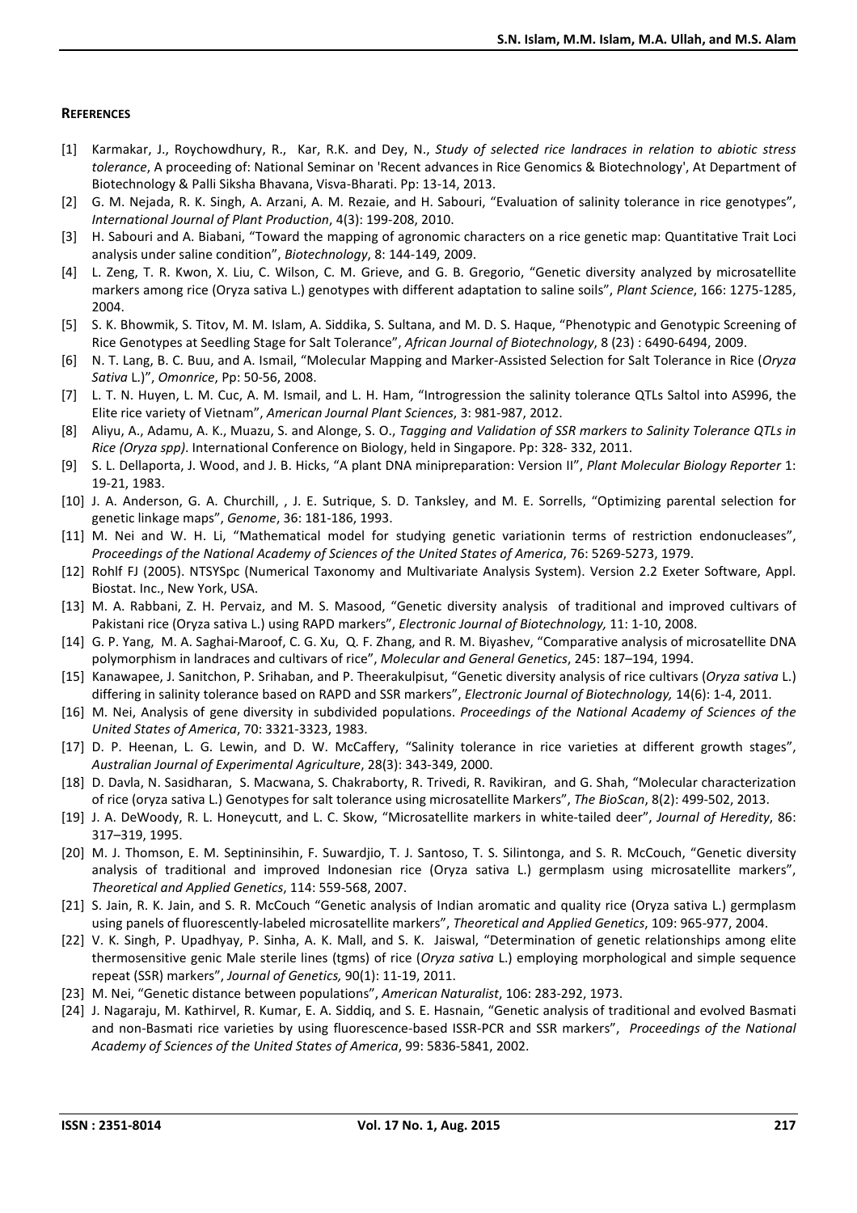## REFERENCES

[1] Karmakar, J., Roychowdhury, R., Kar, R.K. and Dey, N., *Study of selected rice landraces in relation to abiotic stress tolerance*, A proceeding of: National Seminar on 'Recent advances in Rice Genomics & Biotechnology', At Department of Biotechnology & Palli Siksha Bhavana, Visva-Bharati. Pp: 13-14, 2013.

[2] G. M. Nejada, R. K. Singh, A. Arzani, A. M. Rezaie, and H. Sabouri, "Evaluation of salinity tolerance in rice genotypes", *International Journal of Plant Production*, 4(3): 199-208, 2010.

[3] H. Sabouri and A. Biabani, "Toward the mapping of agronomic characters on a rice genetic map: Quantitative Trait Loci analysis under saline condition", *Biotechnology*, 8: 144-149, 2009.

[4] L. Zeng, T. R. Kwon, X. Liu, C. Wilson, C. M. Grieve, and G. B. Gregorio, "Genetic diversity analyzed by microsatellite markers among rice (Oryza sativa L.) genotypes with different adaptation to saline soils", *Plant Science*, 166: 1275-1285, 2004.

[5] S. K. Bhowmik, S. Titov, M. M. Islam, A. Siddika, S. Sultana, and M. D. S. Haque, "Phenotypic and Genotypic Screening of Rice Genotypes at Seedling Stage for Salt Tolerance", *African Journal of Biotechnology*, 8 (23) : 6490-6494, 2009.

[6] N. T. Lang, B. C. Buu, and A. Ismail, "Molecular Mapping and Marker-Assisted Selection for Salt Tolerance in Rice (*Oryza Sativa* L.)", *Omonrice*, Pp: 50-56, 2008.

[7] L. T. N. Huyen, L. M. Cuc, A. M. Ismail, and L. H. Ham, "Introgression the salinity tolerance QTLs Saltol into AS996, the Elite rice variety of Vietnam", *American Journal Plant Sciences*, 3: 981-987, 2012.

[8] Aliyu, A., Adamu, A. K., Muazu, S. and Alonge, S. O., *Tagging and Validation of SSR markers to Salinity Tolerance QTLs in Rice (Oryza spp)*. International Conference on Biology, held in Singapore. Pp: 328- 332, 2011.

[9] S. L. Dellaporta, J. Wood, and J. B. Hicks, "A plant DNA minipreparation: Version II", *Plant Molecular Biology Reporter* 1: 19-21, 1983.

[10] J. A. Anderson, G. A. Churchill, , J. E. Sutrique, S. D. Tanksley, and M. E. Sorrells, "Optimizing parental selection for genetic linkage maps", *Genome*, 36: 181-186, 1993.

[11] M. Nei and W. H. Li, "Mathematical model for studying genetic variationin terms of restriction endonucleases", *Proceedings of the National Academy of Sciences of the United States of America*, 76: 5269-5273, 1979.

[12] Rohlf FJ (2005). NTSYSpc (Numerical Taxonomy and Multivariate Analysis System). Version 2.2 Exeter Software, Appl. Biostat. Inc., New York, USA.

[13] M. A. Rabbani, Z. H. Pervaiz, and M. S. Masood, "Genetic diversity analysis of traditional and improved cultivars of Pakistani rice (Oryza sativa L.) using RAPD markers", *Electronic Journal of Biotechnology,* 11: 1-10, 2008.

[14] G. P. Yang, M. A. Saghai-Maroof, C. G. Xu, Q. F. Zhang, and R. M. Biyashev, "Comparative analysis of microsatellite DNA polymorphism in landraces and cultivars of rice", *Molecular and General Genetics*, 245: 187–194, 1994.

[15] Kanawapee, J. Sanitchon, P. Srihaban, and P. Theerakulpisut, "Genetic diversity analysis of rice cultivars (*Oryza sativa* L.) differing in salinity tolerance based on RAPD and SSR markers", *Electronic Journal of Biotechnology,* 14(6): 1-4, 2011.

[16] M. Nei, Analysis of gene diversity in subdivided populations. *Proceedings of the National Academy of Sciences of the United States of America*, 70: 3321-3323, 1983.

[17] D. P. Heenan, L. G. Lewin, and D. W. McCaffery, "Salinity tolerance in rice varieties at different growth stages", *Australian Journal of Experimental Agriculture*, 28(3): 343-349, 2000.

[18] D. Davla, N. Sasidharan, S. Macwana, S. Chakraborty, R. Trivedi, R. Ravikiran, and G. Shah, "Molecular characterization of rice (oryza sativa L.) Genotypes for salt tolerance using microsatellite Markers", *The BioScan*, 8(2): 499-502, 2013.

[19] J. A. DeWoody, R. L. Honeycutt, and L. C. Skow, "Microsatellite markers in white-tailed deer", *Journal of Heredity*, 86: 317–319, 1995.

[20] M. J. Thomson, E. M. Septininsihin, F. Suwardjio, T. J. Santoso, T. S. Silintonga, and S. R. McCouch, "Genetic diversity analysis of traditional and improved Indonesian rice (Oryza sativa L.) germplasm using microsatellite markers", *Theoretical and Applied Genetics*, 114: 559-568, 2007.

[21] S. Jain, R. K. Jain, and S. R. McCouch "Genetic analysis of Indian aromatic and quality rice (Oryza sativa L.) germplasm using panels of fluorescently-labeled microsatellite markers", *Theoretical and Applied Genetics*, 109: 965-977, 2004.

[22] V. K. Singh, P. Upadhyay, P. Sinha, A. K. Mall, and S. K. Jaiswal, "Determination of genetic relationships among elite thermosensitive genic Male sterile lines (tgms) of rice (*Oryza sativa* L.) employing morphological and simple sequence repeat (SSR) markers", *Journal of Genetics,* 90(1): 11-19, 2011.

[23] M. Nei, "Genetic distance between populations", *American Naturalist*, 106: 283-292, 1973.

[24] J. Nagaraju, M. Kathirvel, R. Kumar, E. A. Siddiq, and S. E. Hasnain, "Genetic analysis of traditional and evolved Basmati and non-Basmati rice varieties by using fluorescence-based ISSR-PCR and SSR markers", *Proceedings of the National Academy of Sciences of the United States of America*, 99: 5836-5841, 2002.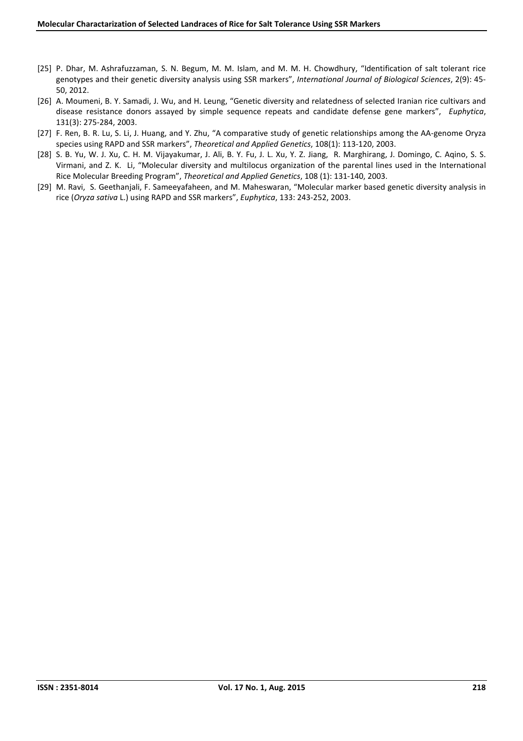[25] P. Dhar, M. Ashrafuzzaman, S. N. Begum, M. M. Islam, and M. M. H. Chowdhury, "Identification of salt tolerant rice genotypes and their genetic diversity analysis using SSR markers", *International Journal of Biological Sciences*, 2(9): 45-50, 2012.

[26] A. Moumeni, B. Y. Samadi, J. Wu, and H. Leung, "Genetic diversity and relatedness of selected Iranian rice cultivars and disease resistance donors assayed by simple sequence repeats and candidate defense gene markers", *Euphytica*, 131(3): 275-284, 2003.

[27] F. Ren, B. R. Lu, S. Li, J. Huang, and Y. Zhu, "A comparative study of genetic relationships among the AA-genome Oryza species using RAPD and SSR markers", *Theoretical and Applied Genetics*, 108(1): 113-120, 2003.

[28] S. B. Yu, W. J. Xu, C. H. M. Vijayakumar, J. Ali, B. Y. Fu, J. L. Xu, Y. Z. Jiang, R. Marghirang, J. Domingo, C. Aqino, S. S. Virmani, and Z. K. Li, "Molecular diversity and multilocus organization of the parental lines used in the International Rice Molecular Breeding Program", *Theoretical and Applied Genetics*, 108 (1): 131-140, 2003.

[29] M. Ravi, S. Geethanjali, F. Sameeyafaheen, and M. Maheswaran, "Molecular marker based genetic diversity analysis in rice (*Oryza sativa* L.) using RAPD and SSR markers", *Euphytica*, 133: 243-252, 2003.